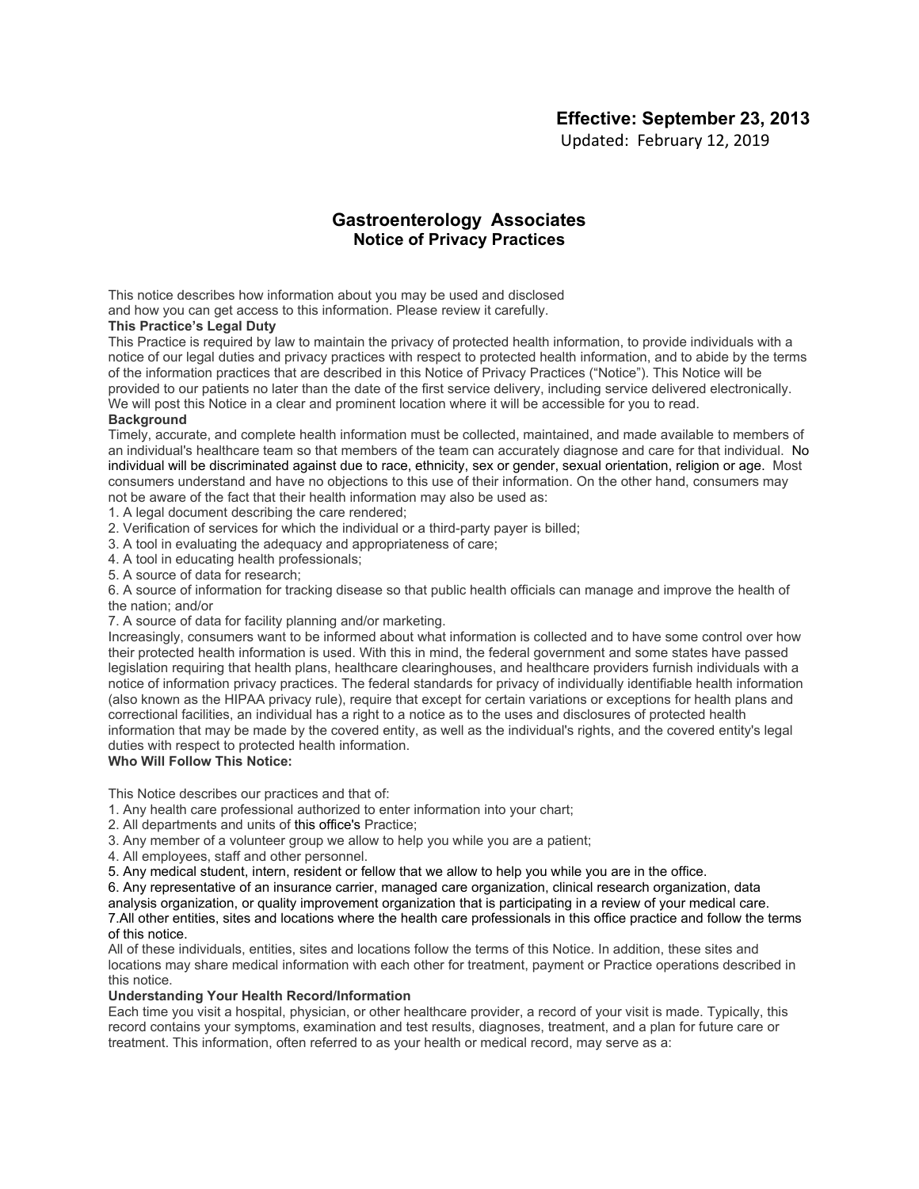**Effective: September 23, 2013**
Updated: February 12, 2019

# Gastroenterology Associates
## Notice of Privacy Practices

This notice describes how information about you may be used and disclosed and how you can get access to this information. Please review it carefully.

**This Practice's Legal Duty**

This Practice is required by law to maintain the privacy of protected health information, to provide individuals with a notice of our legal duties and privacy practices with respect to protected health information, and to abide by the terms of the information practices that are described in this Notice of Privacy Practices ("Notice"). This Notice will be provided to our patients no later than the date of the first service delivery, including service delivered electronically. We will post this Notice in a clear and prominent location where it will be accessible for you to read.

**Background**

Timely, accurate, and complete health information must be collected, maintained, and made available to members of an individual's healthcare team so that members of the team can accurately diagnose and care for that individual. No individual will be discriminated against due to race, ethnicity, sex or gender, sexual orientation, religion or age. Most consumers understand and have no objections to this use of their information. On the other hand, consumers may not be aware of the fact that their health information may also be used as:

1. A legal document describing the care rendered;
2. Verification of services for which the individual or a third-party payer is billed;
3. A tool in evaluating the adequacy and appropriateness of care;
4. A tool in educating health professionals;
5. A source of data for research;
6. A source of information for tracking disease so that public health officials can manage and improve the health of the nation; and/or
7. A source of data for facility planning and/or marketing.

Increasingly, consumers want to be informed about what information is collected and to have some control over how their protected health information is used. With this in mind, the federal government and some states have passed legislation requiring that health plans, healthcare clearinghouses, and healthcare providers furnish individuals with a notice of information privacy practices. The federal standards for privacy of individually identifiable health information (also known as the HIPAA privacy rule), require that except for certain variations or exceptions for health plans and correctional facilities, an individual has a right to a notice as to the uses and disclosures of protected health information that may be made by the covered entity, as well as the individual's rights, and the covered entity's legal duties with respect to protected health information.

**Who Will Follow This Notice:**

This Notice describes our practices and that of:

1. Any health care professional authorized to enter information into your chart;
2. All departments and units of this office's Practice;
3. Any member of a volunteer group we allow to help you while you are a patient;
4. All employees, staff and other personnel.
5. Any medical student, intern, resident or fellow that we allow to help you while you are in the office.
6. Any representative of an insurance carrier, managed care organization, clinical research organization, data analysis organization, or quality improvement organization that is participating in a review of your medical care.
7. All other entities, sites and locations where the health care professionals in this office practice and follow the terms of this notice.

All of these individuals, entities, sites and locations follow the terms of this Notice. In addition, these sites and locations may share medical information with each other for treatment, payment or Practice operations described in this notice.

**Understanding Your Health Record/Information**

Each time you visit a hospital, physician, or other healthcare provider, a record of your visit is made. Typically, this record contains your symptoms, examination and test results, diagnoses, treatment, and a plan for future care or treatment. This information, often referred to as your health or medical record, may serve as a: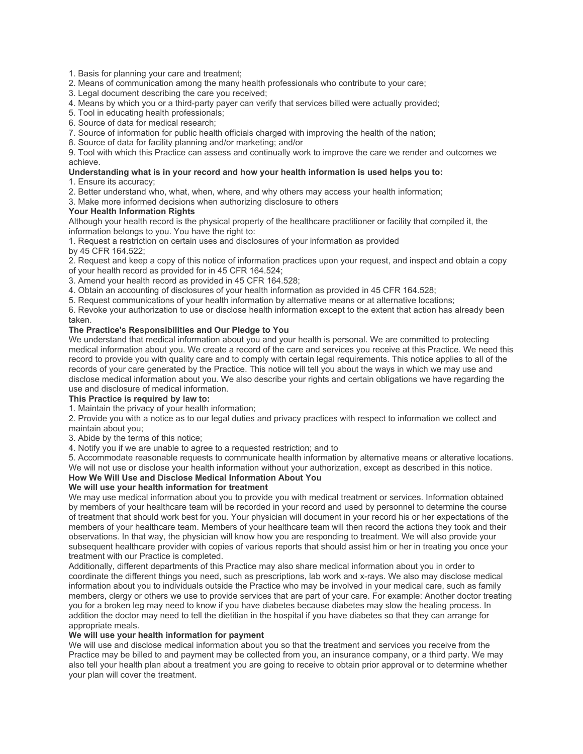1. Basis for planning your care and treatment;
2. Means of communication among the many health professionals who contribute to your care;
3. Legal document describing the care you received;
4. Means by which you or a third-party payer can verify that services billed were actually provided;
5. Tool in educating health professionals;
6. Source of data for medical research;
7. Source of information for public health officials charged with improving the health of the nation;
8. Source of data for facility planning and/or marketing; and/or
9. Tool with which this Practice can assess and continually work to improve the care we render and outcomes we achieve.

**Understanding what is in your record and how your health information is used helps you to:**

1. Ensure its accuracy;
2. Better understand who, what, when, where, and why others may access your health information;
3. Make more informed decisions when authorizing disclosure to others

**Your Health Information Rights**

Although your health record is the physical property of the healthcare practitioner or facility that compiled it, the information belongs to you. You have the right to:

1. Request a restriction on certain uses and disclosures of your information as provided by 45 CFR 164.522;
2. Request and keep a copy of this notice of information practices upon your request, and inspect and obtain a copy of your health record as provided for in 45 CFR 164.524;
3. Amend your health record as provided in 45 CFR 164.528;
4. Obtain an accounting of disclosures of your health information as provided in 45 CFR 164.528;
5. Request communications of your health information by alternative means or at alternative locations;
6. Revoke your authorization to use or disclose health information except to the extent that action has already been taken.

**The Practice's Responsibilities and Our Pledge to You**

We understand that medical information about you and your health is personal. We are committed to protecting medical information about you. We create a record of the care and services you receive at this Practice. We need this record to provide you with quality care and to comply with certain legal requirements. This notice applies to all of the records of your care generated by the Practice. This notice will tell you about the ways in which we may use and disclose medical information about you. We also describe your rights and certain obligations we have regarding the use and disclosure of medical information.

**This Practice is required by law to:**

1. Maintain the privacy of your health information;
2. Provide you with a notice as to our legal duties and privacy practices with respect to information we collect and maintain about you;
3. Abide by the terms of this notice;
4. Notify you if we are unable to agree to a requested restriction; and to
5. Accommodate reasonable requests to communicate health information by alternative means or alterative locations.

We will not use or disclose your health information without your authorization, except as described in this notice.

**How We Will Use and Disclose Medical Information About You**

**We will use your health information for treatment**

We may use medical information about you to provide you with medical treatment or services. Information obtained by members of your healthcare team will be recorded in your record and used by personnel to determine the course of treatment that should work best for you. Your physician will document in your record his or her expectations of the members of your healthcare team. Members of your healthcare team will then record the actions they took and their observations. In that way, the physician will know how you are responding to treatment. We will also provide your subsequent healthcare provider with copies of various reports that should assist him or her in treating you once your treatment with our Practice is completed.

Additionally, different departments of this Practice may also share medical information about you in order to coordinate the different things you need, such as prescriptions, lab work and x-rays. We also may disclose medical information about you to individuals outside the Practice who may be involved in your medical care, such as family members, clergy or others we use to provide services that are part of your care. For example: Another doctor treating you for a broken leg may need to know if you have diabetes because diabetes may slow the healing process. In addition the doctor may need to tell the dietitian in the hospital if you have diabetes so that they can arrange for appropriate meals.

**We will use your health information for payment**

We will use and disclose medical information about you so that the treatment and services you receive from the Practice may be billed to and payment may be collected from you, an insurance company, or a third party. We may also tell your health plan about a treatment you are going to receive to obtain prior approval or to determine whether your plan will cover the treatment.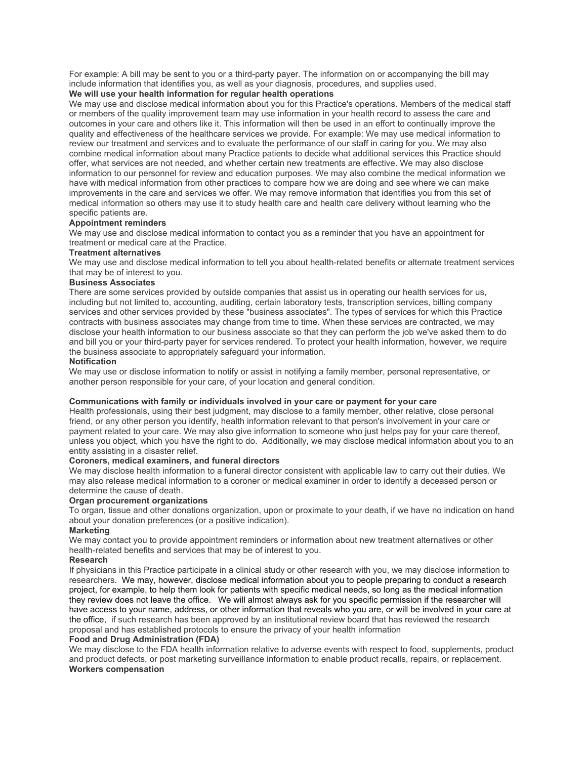For example: A bill may be sent to you or a third-party payer. The information on or accompanying the bill may include information that identifies you, as well as your diagnosis, procedures, and supplies used.

**We will use your health information for regular health operations**

We may use and disclose medical information about you for this Practice's operations. Members of the medical staff or members of the quality improvement team may use information in your health record to assess the care and outcomes in your care and others like it. This information will then be used in an effort to continually improve the quality and effectiveness of the healthcare services we provide. For example: We may use medical information to review our treatment and services and to evaluate the performance of our staff in caring for you. We may also combine medical information about many Practice patients to decide what additional services this Practice should offer, what services are not needed, and whether certain new treatments are effective. We may also disclose information to our personnel for review and education purposes. We may also combine the medical information we have with medical information from other practices to compare how we are doing and see where we can make improvements in the care and services we offer. We may remove information that identifies you from this set of medical information so others may use it to study health care and health care delivery without learning who the specific patients are.

**Appointment reminders**

We may use and disclose medical information to contact you as a reminder that you have an appointment for treatment or medical care at the Practice.

**Treatment alternatives**

We may use and disclose medical information to tell you about health-related benefits or alternate treatment services that may be of interest to you.

**Business Associates**

There are some services provided by outside companies that assist us in operating our health services for us, including but not limited to, accounting, auditing, certain laboratory tests, transcription services, billing company services and other services provided by these "business associates". The types of services for which this Practice contracts with business associates may change from time to time. When these services are contracted, we may disclose your health information to our business associate so that they can perform the job we've asked them to do and bill you or your third-party payer for services rendered. To protect your health information, however, we require the business associate to appropriately safeguard your information.

**Notification**

We may use or disclose information to notify or assist in notifying a family member, personal representative, or another person responsible for your care, of your location and general condition.

**Communications with family or individuals involved in your care or payment for your care**

Health professionals, using their best judgment, may disclose to a family member, other relative, close personal friend, or any other person you identify, health information relevant to that person's involvement in your care or payment related to your care. We may also give information to someone who just helps pay for your care thereof, unless you object, which you have the right to do. Additionally, we may disclose medical information about you to an entity assisting in a disaster relief.

**Coroners, medical examiners, and funeral directors**

We may disclose health information to a funeral director consistent with applicable law to carry out their duties. We may also release medical information to a coroner or medical examiner in order to identify a deceased person or determine the cause of death.

**Organ procurement organizations**

To organ, tissue and other donations organization, upon or proximate to your death, if we have no indication on hand about your donation preferences (or a positive indication).

**Marketing**

We may contact you to provide appointment reminders or information about new treatment alternatives or other health-related benefits and services that may be of interest to you.

**Research**

If physicians in this Practice participate in a clinical study or other research with you, we may disclose information to researchers. We may, however, disclose medical information about you to people preparing to conduct a research project, for example, to help them look for patients with specific medical needs, so long as the medical information they review does not leave the office. We will almost always ask for you specific permission if the researcher will have access to your name, address, or other information that reveals who you are, or will be involved in your care at the office, if such research has been approved by an institutional review board that has reviewed the research proposal and has established protocols to ensure the privacy of your health information

**Food and Drug Administration (FDA)**

We may disclose to the FDA health information relative to adverse events with respect to food, supplements, product and product defects, or post marketing surveillance information to enable product recalls, repairs, or replacement.

**Workers compensation**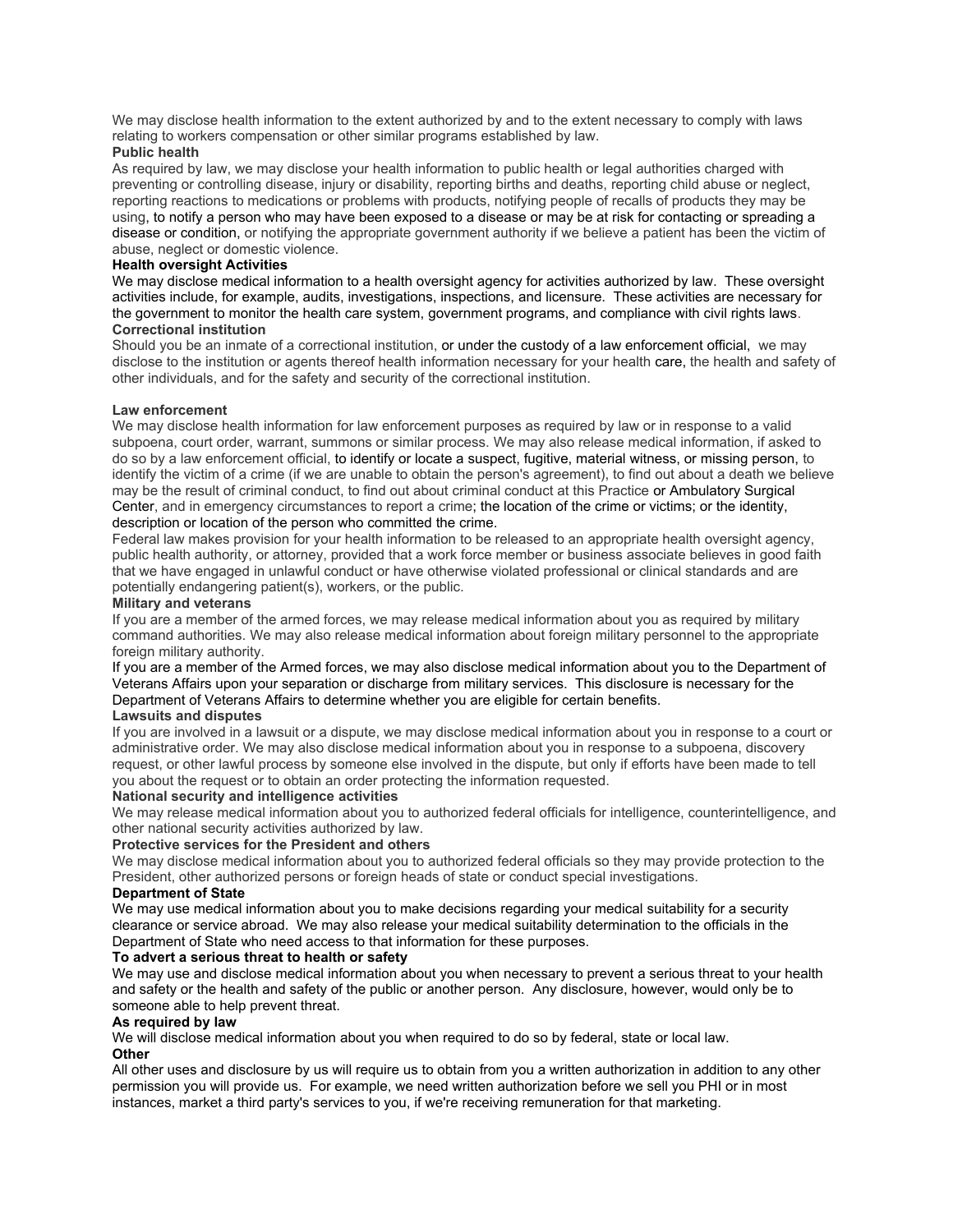We may disclose health information to the extent authorized by and to the extent necessary to comply with laws relating to workers compensation or other similar programs established by law.

**Public health**

As required by law, we may disclose your health information to public health or legal authorities charged with preventing or controlling disease, injury or disability, reporting births and deaths, reporting child abuse or neglect, reporting reactions to medications or problems with products, notifying people of recalls of products they may be using, to notify a person who may have been exposed to a disease or may be at risk for contacting or spreading a disease or condition, or notifying the appropriate government authority if we believe a patient has been the victim of abuse, neglect or domestic violence.

**Health oversight Activities**

We may disclose medical information to a health oversight agency for activities authorized by law. These oversight activities include, for example, audits, investigations, inspections, and licensure. These activities are necessary for the government to monitor the health care system, government programs, and compliance with civil rights laws.

**Correctional institution**

Should you be an inmate of a correctional institution, or under the custody of a law enforcement official, we may disclose to the institution or agents thereof health information necessary for your health care, the health and safety of other individuals, and for the safety and security of the correctional institution.

**Law enforcement**

We may disclose health information for law enforcement purposes as required by law or in response to a valid subpoena, court order, warrant, summons or similar process. We may also release medical information, if asked to do so by a law enforcement official, to identify or locate a suspect, fugitive, material witness, or missing person, to identify the victim of a crime (if we are unable to obtain the person's agreement), to find out about a death we believe may be the result of criminal conduct, to find out about criminal conduct at this Practice or Ambulatory Surgical Center, and in emergency circumstances to report a crime; the location of the crime or victims; or the identity, description or location of the person who committed the crime.

Federal law makes provision for your health information to be released to an appropriate health oversight agency, public health authority, or attorney, provided that a work force member or business associate believes in good faith that we have engaged in unlawful conduct or have otherwise violated professional or clinical standards and are potentially endangering patient(s), workers, or the public.

**Military and veterans**

If you are a member of the armed forces, we may release medical information about you as required by military command authorities. We may also release medical information about foreign military personnel to the appropriate foreign military authority.

If you are a member of the Armed forces, we may also disclose medical information about you to the Department of Veterans Affairs upon your separation or discharge from military services. This disclosure is necessary for the Department of Veterans Affairs to determine whether you are eligible for certain benefits.

**Lawsuits and disputes**

If you are involved in a lawsuit or a dispute, we may disclose medical information about you in response to a court or administrative order. We may also disclose medical information about you in response to a subpoena, discovery request, or other lawful process by someone else involved in the dispute, but only if efforts have been made to tell you about the request or to obtain an order protecting the information requested.

**National security and intelligence activities**

We may release medical information about you to authorized federal officials for intelligence, counterintelligence, and other national security activities authorized by law.

**Protective services for the President and others**

We may disclose medical information about you to authorized federal officials so they may provide protection to the President, other authorized persons or foreign heads of state or conduct special investigations.

**Department of State**

We may use medical information about you to make decisions regarding your medical suitability for a security clearance or service abroad. We may also release your medical suitability determination to the officials in the Department of State who need access to that information for these purposes.

**To advert a serious threat to health or safety**

We may use and disclose medical information about you when necessary to prevent a serious threat to your health and safety or the health and safety of the public or another person. Any disclosure, however, would only be to someone able to help prevent threat.

**As required by law**

We will disclose medical information about you when required to do so by federal, state or local law.

**Other**

All other uses and disclosure by us will require us to obtain from you a written authorization in addition to any other permission you will provide us. For example, we need written authorization before we sell you PHI or in most instances, market a third party's services to you, if we're receiving remuneration for that marketing.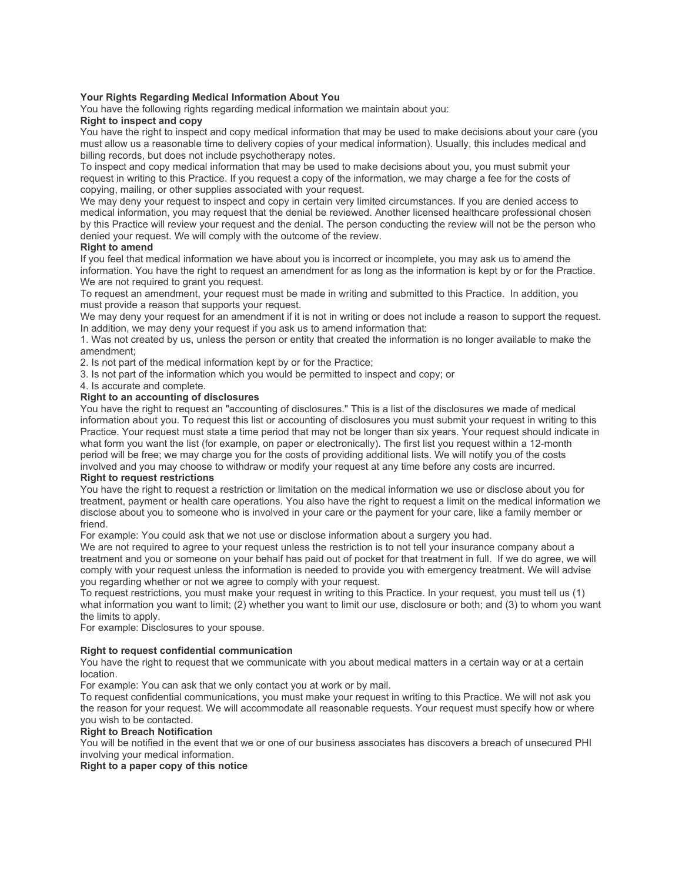**Your Rights Regarding Medical Information About You**

You have the following rights regarding medical information we maintain about you:

**Right to inspect and copy**

You have the right to inspect and copy medical information that may be used to make decisions about your care (you must allow us a reasonable time to delivery copies of your medical information). Usually, this includes medical and billing records, but does not include psychotherapy notes.

To inspect and copy medical information that may be used to make decisions about you, you must submit your request in writing to this Practice. If you request a copy of the information, we may charge a fee for the costs of copying, mailing, or other supplies associated with your request.

We may deny your request to inspect and copy in certain very limited circumstances. If you are denied access to medical information, you may request that the denial be reviewed. Another licensed healthcare professional chosen by this Practice will review your request and the denial. The person conducting the review will not be the person who denied your request. We will comply with the outcome of the review.

**Right to amend**

If you feel that medical information we have about you is incorrect or incomplete, you may ask us to amend the information. You have the right to request an amendment for as long as the information is kept by or for the Practice. We are not required to grant you request.

To request an amendment, your request must be made in writing and submitted to this Practice. In addition, you must provide a reason that supports your request.

We may deny your request for an amendment if it is not in writing or does not include a reason to support the request. In addition, we may deny your request if you ask us to amend information that:

1. Was not created by us, unless the person or entity that created the information is no longer available to make the amendment;
2. Is not part of the medical information kept by or for the Practice;
3. Is not part of the information which you would be permitted to inspect and copy; or
4. Is accurate and complete.

**Right to an accounting of disclosures**

You have the right to request an "accounting of disclosures." This is a list of the disclosures we made of medical information about you. To request this list or accounting of disclosures you must submit your request in writing to this Practice. Your request must state a time period that may not be longer than six years. Your request should indicate in what form you want the list (for example, on paper or electronically). The first list you request within a 12-month period will be free; we may charge you for the costs of providing additional lists. We will notify you of the costs involved and you may choose to withdraw or modify your request at any time before any costs are incurred.

**Right to request restrictions**

You have the right to request a restriction or limitation on the medical information we use or disclose about you for treatment, payment or health care operations. You also have the right to request a limit on the medical information we disclose about you to someone who is involved in your care or the payment for your care, like a family member or friend.

For example: You could ask that we not use or disclose information about a surgery you had.

We are not required to agree to your request unless the restriction is to not tell your insurance company about a treatment and you or someone on your behalf has paid out of pocket for that treatment in full. If we do agree, we will comply with your request unless the information is needed to provide you with emergency treatment. We will advise you regarding whether or not we agree to comply with your request.

To request restrictions, you must make your request in writing to this Practice. In your request, you must tell us (1) what information you want to limit; (2) whether you want to limit our use, disclosure or both; and (3) to whom you want the limits to apply.

For example: Disclosures to your spouse.

**Right to request confidential communication**

You have the right to request that we communicate with you about medical matters in a certain way or at a certain location.

For example: You can ask that we only contact you at work or by mail.

To request confidential communications, you must make your request in writing to this Practice. We will not ask you the reason for your request. We will accommodate all reasonable requests. Your request must specify how or where you wish to be contacted.

**Right to Breach Notification**

You will be notified in the event that we or one of our business associates has discovers a breach of unsecured PHI involving your medical information.

**Right to a paper copy of this notice**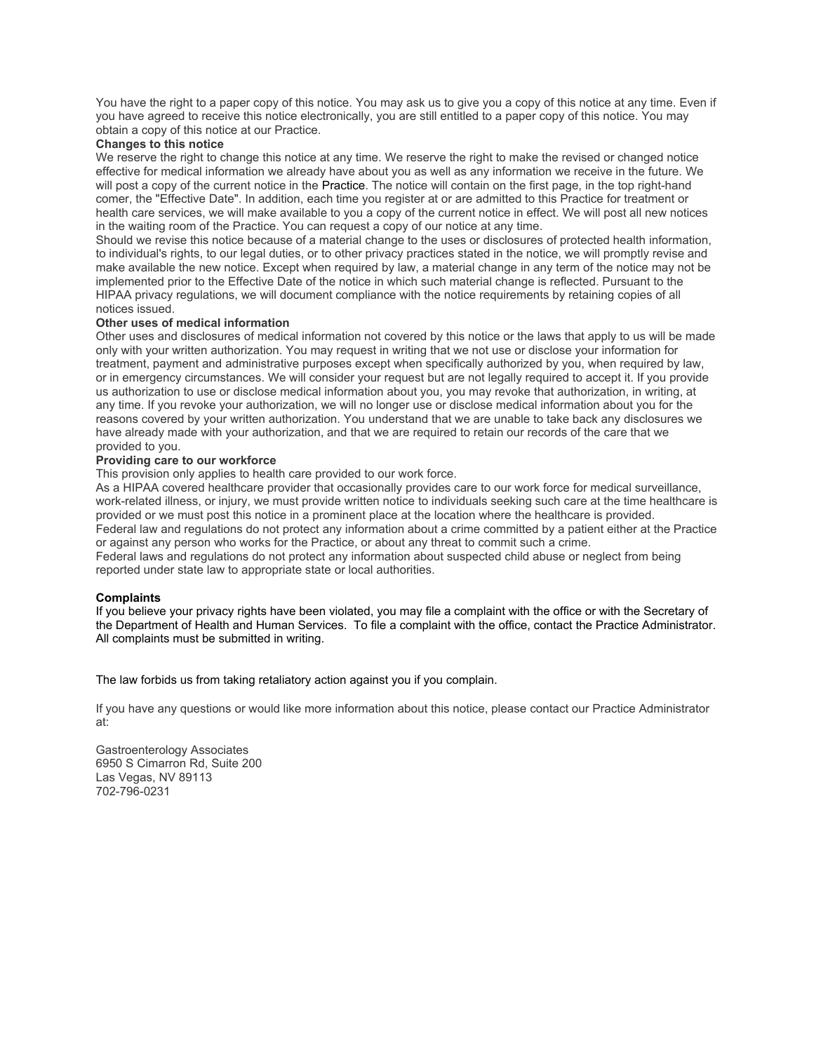You have the right to a paper copy of this notice. You may ask us to give you a copy of this notice at any time. Even if you have agreed to receive this notice electronically, you are still entitled to a paper copy of this notice. You may obtain a copy of this notice at our Practice.

**Changes to this notice**

We reserve the right to change this notice at any time. We reserve the right to make the revised or changed notice effective for medical information we already have about you as well as any information we receive in the future. We will post a copy of the current notice in the Practice. The notice will contain on the first page, in the top right-hand comer, the "Effective Date". In addition, each time you register at or are admitted to this Practice for treatment or health care services, we will make available to you a copy of the current notice in effect. We will post all new notices in the waiting room of the Practice. You can request a copy of our notice at any time.

Should we revise this notice because of a material change to the uses or disclosures of protected health information, to individual's rights, to our legal duties, or to other privacy practices stated in the notice, we will promptly revise and make available the new notice. Except when required by law, a material change in any term of the notice may not be implemented prior to the Effective Date of the notice in which such material change is reflected. Pursuant to the HIPAA privacy regulations, we will document compliance with the notice requirements by retaining copies of all notices issued.

**Other uses of medical information**

Other uses and disclosures of medical information not covered by this notice or the laws that apply to us will be made only with your written authorization. You may request in writing that we not use or disclose your information for treatment, payment and administrative purposes except when specifically authorized by you, when required by law, or in emergency circumstances. We will consider your request but are not legally required to accept it. If you provide us authorization to use or disclose medical information about you, you may revoke that authorization, in writing, at any time. If you revoke your authorization, we will no longer use or disclose medical information about you for the reasons covered by your written authorization. You understand that we are unable to take back any disclosures we have already made with your authorization, and that we are required to retain our records of the care that we provided to you.

**Providing care to our workforce**

This provision only applies to health care provided to our work force.

As a HIPAA covered healthcare provider that occasionally provides care to our work force for medical surveillance, work-related illness, or injury, we must provide written notice to individuals seeking such care at the time healthcare is provided or we must post this notice in a prominent place at the location where the healthcare is provided.

Federal law and regulations do not protect any information about a crime committed by a patient either at the Practice or against any person who works for the Practice, or about any threat to commit such a crime.

Federal laws and regulations do not protect any information about suspected child abuse or neglect from being reported under state law to appropriate state or local authorities.

**Complaints**

If you believe your privacy rights have been violated, you may file a complaint with the office or with the Secretary of the Department of Health and Human Services. To file a complaint with the office, contact the Practice Administrator. All complaints must be submitted in writing.

The law forbids us from taking retaliatory action against you if you complain.

If you have any questions or would like more information about this notice, please contact our Practice Administrator at:

Gastroenterology Associates
6950 S Cimarron Rd, Suite 200
Las Vegas, NV 89113
702-796-0231